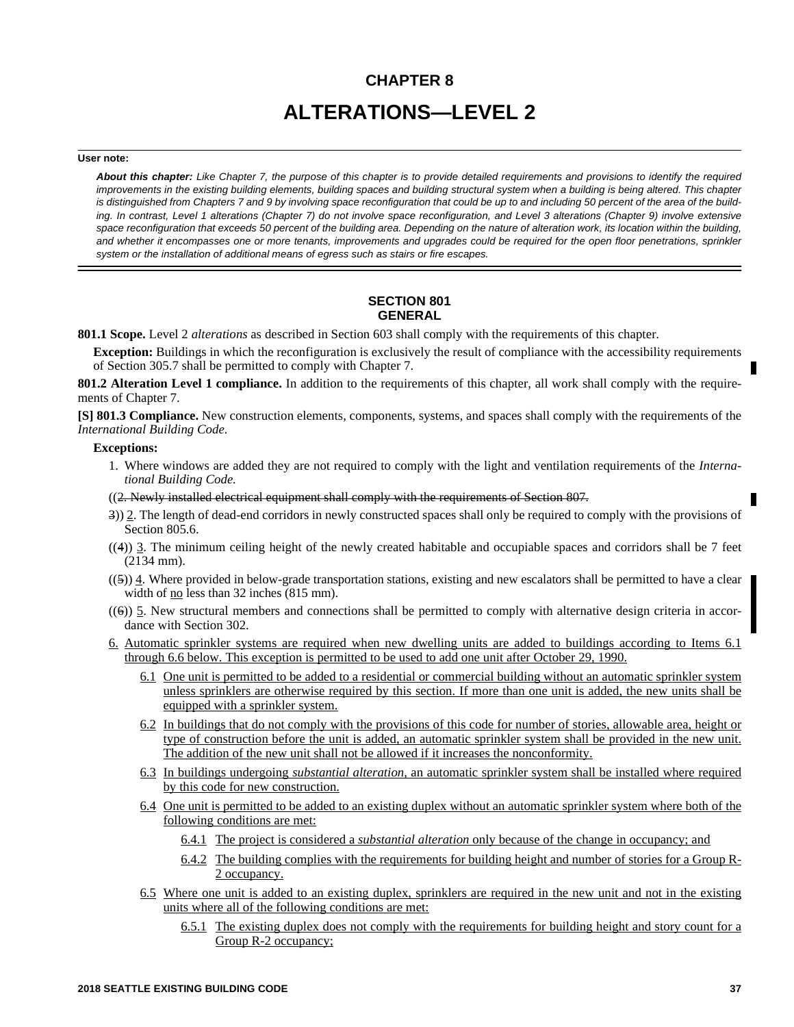# CHAPTER 8

# ALTERATIONS—LEVEL 2

**User note:**

***About this chapter:*** *Like Chapter 7, the purpose of this chapter is to provide detailed requirements and provisions to identify the required improvements in the existing building elements, building spaces and building structural system when a building is being altered. This chapter is distinguished from Chapters 7 and 9 by involving space reconfiguration that could be up to and including 50 percent of the area of the building. In contrast, Level 1 alterations (Chapter 7) do not involve space reconfiguration, and Level 3 alterations (Chapter 9) involve extensive space reconfiguration that exceeds 50 percent of the building area. Depending on the nature of alteration work, its location within the building, and whether it encompasses one or more tenants, improvements and upgrades could be required for the open floor penetrations, sprinkler system or the installation of additional means of egress such as stairs or fire escapes.*

## SECTION 801 GENERAL

**801.1 Scope.** Level 2 *alterations* as described in Section 603 shall comply with the requirements of this chapter.

**Exception:** Buildings in which the reconfiguration is exclusively the result of compliance with the accessibility requirements of Section 305.7 shall be permitted to comply with Chapter 7.

**801.2 Alteration Level 1 compliance.** In addition to the requirements of this chapter, all work shall comply with the requirements of Chapter 7.

**[S] 801.3 Compliance.** New construction elements, components, systems, and spaces shall comply with the requirements of the *International Building Code*.

**Exceptions:**

1. Where windows are added they are not required to comply with the light and ventilation requirements of the *International Building Code.*

((~~2. Newly installed electrical equipment shall comply with the requirements of Section 807.~~

~~3~~)) 2. The length of dead-end corridors in newly constructed spaces shall only be required to comply with the provisions of Section 805.6.

((~~4~~)) 3. The minimum ceiling height of the newly created habitable and occupiable spaces and corridors shall be 7 feet (2134 mm).

((~~5~~)) 4. Where provided in below-grade transportation stations, existing and new escalators shall be permitted to have a clear width of no less than 32 inches (815 mm).

((~~6~~)) 5. New structural members and connections shall be permitted to comply with alternative design criteria in accordance with Section 302.

6. Automatic sprinkler systems are required when new dwelling units are added to buildings according to Items 6.1 through 6.6 below. This exception is permitted to be used to add one unit after October 29, 1990.

   6.1 One unit is permitted to be added to a residential or commercial building without an automatic sprinkler system unless sprinklers are otherwise required by this section. If more than one unit is added, the new units shall be equipped with a sprinkler system.

   6.2 In buildings that do not comply with the provisions of this code for number of stories, allowable area, height or type of construction before the unit is added, an automatic sprinkler system shall be provided in the new unit. The addition of the new unit shall not be allowed if it increases the nonconformity.

   6.3 In buildings undergoing *substantial alteration*, an automatic sprinkler system shall be installed where required by this code for new construction.

   6.4 One unit is permitted to be added to an existing duplex without an automatic sprinkler system where both of the following conditions are met:

      6.4.1 The project is considered a *substantial alteration* only because of the change in occupancy; and

      6.4.2 The building complies with the requirements for building height and number of stories for a Group R-2 occupancy.

   6.5 Where one unit is added to an existing duplex, sprinklers are required in the new unit and not in the existing units where all of the following conditions are met:

      6.5.1 The existing duplex does not comply with the requirements for building height and story count for a Group R-2 occupancy;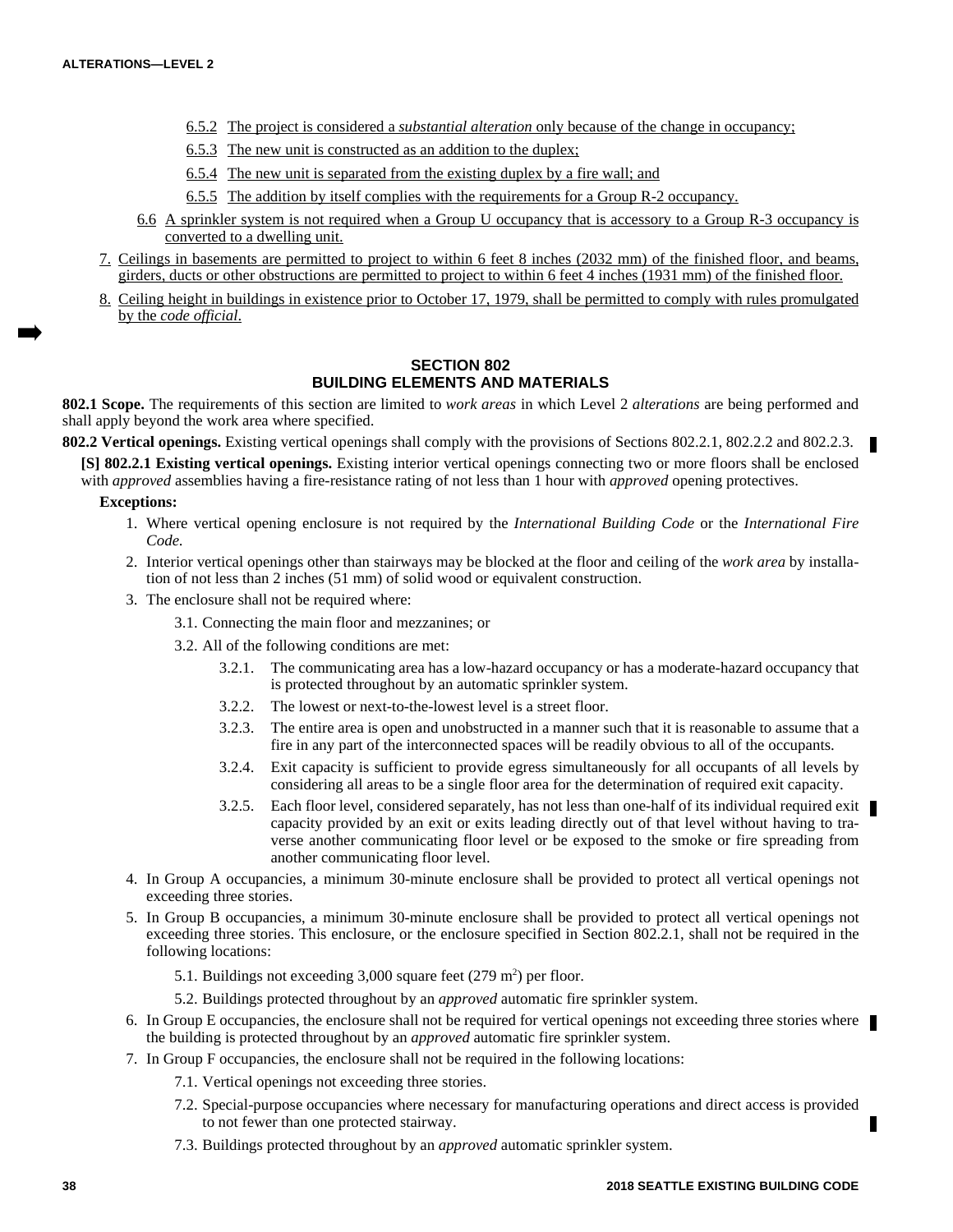6.5.2 The project is considered a *substantial alteration* only because of the change in occupancy;

6.5.3 The new unit is constructed as an addition to the duplex;

6.5.4 The new unit is separated from the existing duplex by a fire wall; and

6.5.5 The addition by itself complies with the requirements for a Group R-2 occupancy.

6.6 A sprinkler system is not required when a Group U occupancy that is accessory to a Group R-3 occupancy is converted to a dwelling unit.

7. Ceilings in basements are permitted to project to within 6 feet 8 inches (2032 mm) of the finished floor, and beams, girders, ducts or other obstructions are permitted to project to within 6 feet 4 inches (1931 mm) of the finished floor.

8. Ceiling height in buildings in existence prior to October 17, 1979, shall be permitted to comply with rules promulgated by the *code official*.

## SECTION 802
## BUILDING ELEMENTS AND MATERIALS

**802.1 Scope.** The requirements of this section are limited to *work areas* in which Level 2 *alterations* are being performed and shall apply beyond the work area where specified.

**802.2 Vertical openings.** Existing vertical openings shall comply with the provisions of Sections 802.2.1, 802.2.2 and 802.2.3.

**[S] 802.2.1 Existing vertical openings.** Existing interior vertical openings connecting two or more floors shall be enclosed with *approved* assemblies having a fire-resistance rating of not less than 1 hour with *approved* opening protectives.

**Exceptions:**

1. Where vertical opening enclosure is not required by the *International Building Code* or the *International Fire Code.*
2. Interior vertical openings other than stairways may be blocked at the floor and ceiling of the *work area* by installation of not less than 2 inches (51 mm) of solid wood or equivalent construction.
3. The enclosure shall not be required where:
   - 3.1. Connecting the main floor and mezzanines; or
   - 3.2. All of the following conditions are met:
     - 3.2.1. The communicating area has a low-hazard occupancy or has a moderate-hazard occupancy that is protected throughout by an automatic sprinkler system.
     - 3.2.2. The lowest or next-to-the-lowest level is a street floor.
     - 3.2.3. The entire area is open and unobstructed in a manner such that it is reasonable to assume that a fire in any part of the interconnected spaces will be readily obvious to all of the occupants.
     - 3.2.4. Exit capacity is sufficient to provide egress simultaneously for all occupants of all levels by considering all areas to be a single floor area for the determination of required exit capacity.
     - 3.2.5. Each floor level, considered separately, has not less than one-half of its individual required exit capacity provided by an exit or exits leading directly out of that level without having to traverse another communicating floor level or be exposed to the smoke or fire spreading from another communicating floor level.
4. In Group A occupancies, a minimum 30-minute enclosure shall be provided to protect all vertical openings not exceeding three stories.
5. In Group B occupancies, a minimum 30-minute enclosure shall be provided to protect all vertical openings not exceeding three stories. This enclosure, or the enclosure specified in Section 802.2.1, shall not be required in the following locations:
   - 5.1. Buildings not exceeding 3,000 square feet (279 $m^2$) per floor.
   - 5.2. Buildings protected throughout by an *approved* automatic fire sprinkler system.
6. In Group E occupancies, the enclosure shall not be required for vertical openings not exceeding three stories where the building is protected throughout by an *approved* automatic fire sprinkler system.
7. In Group F occupancies, the enclosure shall not be required in the following locations:
   - 7.1. Vertical openings not exceeding three stories.
   - 7.2. Special-purpose occupancies where necessary for manufacturing operations and direct access is provided to not fewer than one protected stairway.
   - 7.3. Buildings protected throughout by an *approved* automatic sprinkler system.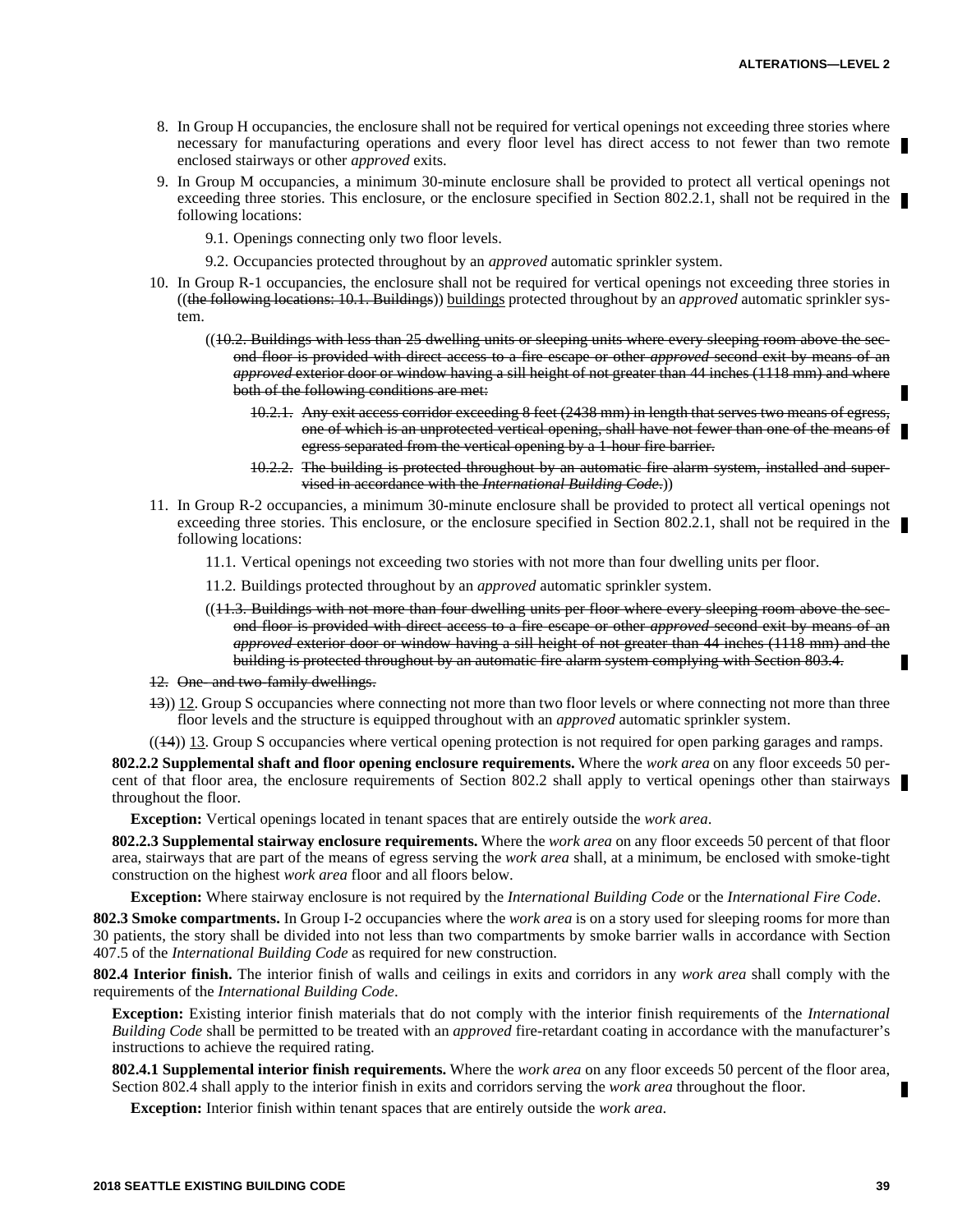8. In Group H occupancies, the enclosure shall not be required for vertical openings not exceeding three stories where necessary for manufacturing operations and every floor level has direct access to not fewer than two remote enclosed stairways or other *approved* exits.

9. In Group M occupancies, a minimum 30-minute enclosure shall be provided to protect all vertical openings not exceeding three stories. This enclosure, or the enclosure specified in Section 802.2.1, shall not be required in the following locations:

   9.1. Openings connecting only two floor levels.

   9.2. Occupancies protected throughout by an *approved* automatic sprinkler system.

10. In Group R-1 occupancies, the enclosure shall not be required for vertical openings not exceeding three stories in ((~~the following locations: 10.1. Buildings~~)) buildings protected throughout by an *approved* automatic sprinkler system.

   ((~~10.2. Buildings with less than 25 dwelling units or sleeping units where every sleeping room above the second floor is provided with direct access to a fire escape or other *approved* second exit by means of an *approved* exterior door or window having a sill height of not greater than 44 inches (1118 mm) and where both of the following conditions are met:~~

   ~~10.2.1. Any exit access corridor exceeding 8 feet (2438 mm) in length that serves two means of egress, one of which is an unprotected vertical opening, shall have not fewer than one of the means of egress separated from the vertical opening by a 1-hour fire barrier.~~

   ~~10.2.2. The building is protected throughout by an automatic fire alarm system, installed and supervised in accordance with the *International Building Code*.~~))

11. In Group R-2 occupancies, a minimum 30-minute enclosure shall be provided to protect all vertical openings not exceeding three stories. This enclosure, or the enclosure specified in Section 802.2.1, shall not be required in the following locations:

   11.1. Vertical openings not exceeding two stories with not more than four dwelling units per floor.

   11.2. Buildings protected throughout by an *approved* automatic sprinkler system.

   ((~~11.3. Buildings with not more than four dwelling units per floor where every sleeping room above the second floor is provided with direct access to a fire escape or other *approved* second exit by means of an *approved* exterior door or window having a sill height of not greater than 44 inches (1118 mm) and the building is protected throughout by an automatic fire alarm system complying with Section 803.4.~~

~~12. One- and two-family dwellings.~~

~~13~~)) 12. Group S occupancies where connecting not more than two floor levels or where connecting not more than three floor levels and the structure is equipped throughout with an *approved* automatic sprinkler system.

((~~14~~)) 13. Group S occupancies where vertical opening protection is not required for open parking garages and ramps.

**802.2.2 Supplemental shaft and floor opening enclosure requirements.** Where the *work area* on any floor exceeds 50 percent of that floor area, the enclosure requirements of Section 802.2 shall apply to vertical openings other than stairways throughout the floor.

**Exception:** Vertical openings located in tenant spaces that are entirely outside the *work area*.

**802.2.3 Supplemental stairway enclosure requirements.** Where the *work area* on any floor exceeds 50 percent of that floor area, stairways that are part of the means of egress serving the *work area* shall, at a minimum, be enclosed with smoke-tight construction on the highest *work area* floor and all floors below.

**Exception:** Where stairway enclosure is not required by the *International Building Code* or the *International Fire Code*.

**802.3 Smoke compartments.** In Group I-2 occupancies where the *work area* is on a story used for sleeping rooms for more than 30 patients, the story shall be divided into not less than two compartments by smoke barrier walls in accordance with Section 407.5 of the *International Building Code* as required for new construction.

**802.4 Interior finish.** The interior finish of walls and ceilings in exits and corridors in any *work area* shall comply with the requirements of the *International Building Code*.

**Exception:** Existing interior finish materials that do not comply with the interior finish requirements of the *International Building Code* shall be permitted to be treated with an *approved* fire-retardant coating in accordance with the manufacturer's instructions to achieve the required rating.

**802.4.1 Supplemental interior finish requirements.** Where the *work area* on any floor exceeds 50 percent of the floor area, Section 802.4 shall apply to the interior finish in exits and corridors serving the *work area* throughout the floor.

**Exception:** Interior finish within tenant spaces that are entirely outside the *work area*.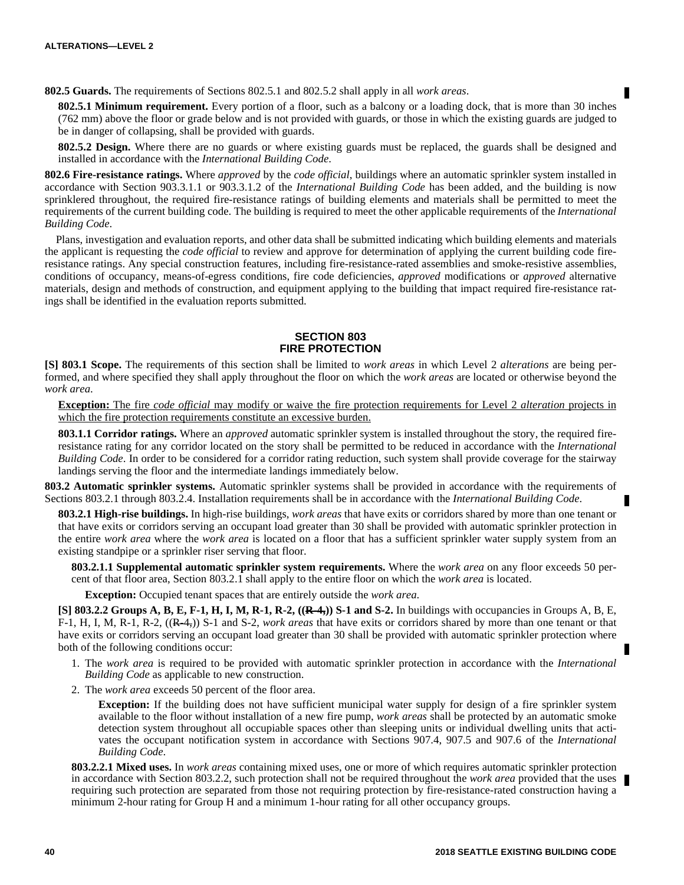**802.5 Guards.** The requirements of Sections 802.5.1 and 802.5.2 shall apply in all *work areas*.

**802.5.1 Minimum requirement.** Every portion of a floor, such as a balcony or a loading dock, that is more than 30 inches (762 mm) above the floor or grade below and is not provided with guards, or those in which the existing guards are judged to be in danger of collapsing, shall be provided with guards.

**802.5.2 Design.** Where there are no guards or where existing guards must be replaced, the guards shall be designed and installed in accordance with the *International Building Code*.

**802.6 Fire-resistance ratings.** Where *approved* by the *code official*, buildings where an automatic sprinkler system installed in accordance with Section 903.3.1.1 or 903.3.1.2 of the *International Building Code* has been added, and the building is now sprinklered throughout, the required fire-resistance ratings of building elements and materials shall be permitted to meet the requirements of the current building code. The building is required to meet the other applicable requirements of the *International Building Code*.

Plans, investigation and evaluation reports, and other data shall be submitted indicating which building elements and materials the applicant is requesting the *code official* to review and approve for determination of applying the current building code fire-resistance ratings. Any special construction features, including fire-resistance-rated assemblies and smoke-resistive assemblies, conditions of occupancy, means-of-egress conditions, fire code deficiencies, *approved* modifications or *approved* alternative materials, design and methods of construction, and equipment applying to the building that impact required fire-resistance ratings shall be identified in the evaluation reports submitted.

## SECTION 803 FIRE PROTECTION

**[S] 803.1 Scope.** The requirements of this section shall be limited to *work areas* in which Level 2 *alterations* are being performed, and where specified they shall apply throughout the floor on which the *work areas* are located or otherwise beyond the *work area*.

<u>**Exception:** The fire *code official* may modify or waive the fire protection requirements for Level 2 *alteration* projects in which the fire protection requirements constitute an excessive burden.</u>

**803.1.1 Corridor ratings.** Where an *approved* automatic sprinkler system is installed throughout the story, the required fire-resistance rating for any corridor located on the story shall be permitted to be reduced in accordance with the *International Building Code*. In order to be considered for a corridor rating reduction, such system shall provide coverage for the stairway landings serving the floor and the intermediate landings immediately below.

**803.2 Automatic sprinkler systems.** Automatic sprinkler systems shall be provided in accordance with the requirements of Sections 803.2.1 through 803.2.4. Installation requirements shall be in accordance with the *International Building Code*.

**803.2.1 High-rise buildings.** In high-rise buildings, *work areas* that have exits or corridors shared by more than one tenant or that have exits or corridors serving an occupant load greater than 30 shall be provided with automatic sprinkler protection in the entire *work area* where the *work area* is located on a floor that has a sufficient sprinkler water supply system from an existing standpipe or a sprinkler riser serving that floor.

**803.2.1.1 Supplemental automatic sprinkler system requirements.** Where the *work area* on any floor exceeds 50 percent of that floor area, Section 803.2.1 shall apply to the entire floor on which the *work area* is located.

**Exception:** Occupied tenant spaces that are entirely outside the *work area*.

**[S] 803.2.2 Groups A, B, E, F-1, H, I, M, R-1, R-2, ((~~R-4,~~)) S-1 and S-2.** In buildings with occupancies in Groups A, B, E, F-1, H, I, M, R-1, R-2, ((~~R-4,~~)) S-1 and S-2, *work areas* that have exits or corridors shared by more than one tenant or that have exits or corridors serving an occupant load greater than 30 shall be provided with automatic sprinkler protection where both of the following conditions occur:

1. The *work area* is required to be provided with automatic sprinkler protection in accordance with the *International Building Code* as applicable to new construction.
2. The *work area* exceeds 50 percent of the floor area.

**Exception:** If the building does not have sufficient municipal water supply for design of a fire sprinkler system available to the floor without installation of a new fire pump, *work areas* shall be protected by an automatic smoke detection system throughout all occupiable spaces other than sleeping units or individual dwelling units that activates the occupant notification system in accordance with Sections 907.4, 907.5 and 907.6 of the *International Building Code*.

**803.2.2.1 Mixed uses.** In *work areas* containing mixed uses, one or more of which requires automatic sprinkler protection in accordance with Section 803.2.2, such protection shall not be required throughout the *work area* provided that the uses requiring such protection are separated from those not requiring protection by fire-resistance-rated construction having a minimum 2-hour rating for Group H and a minimum 1-hour rating for all other occupancy groups.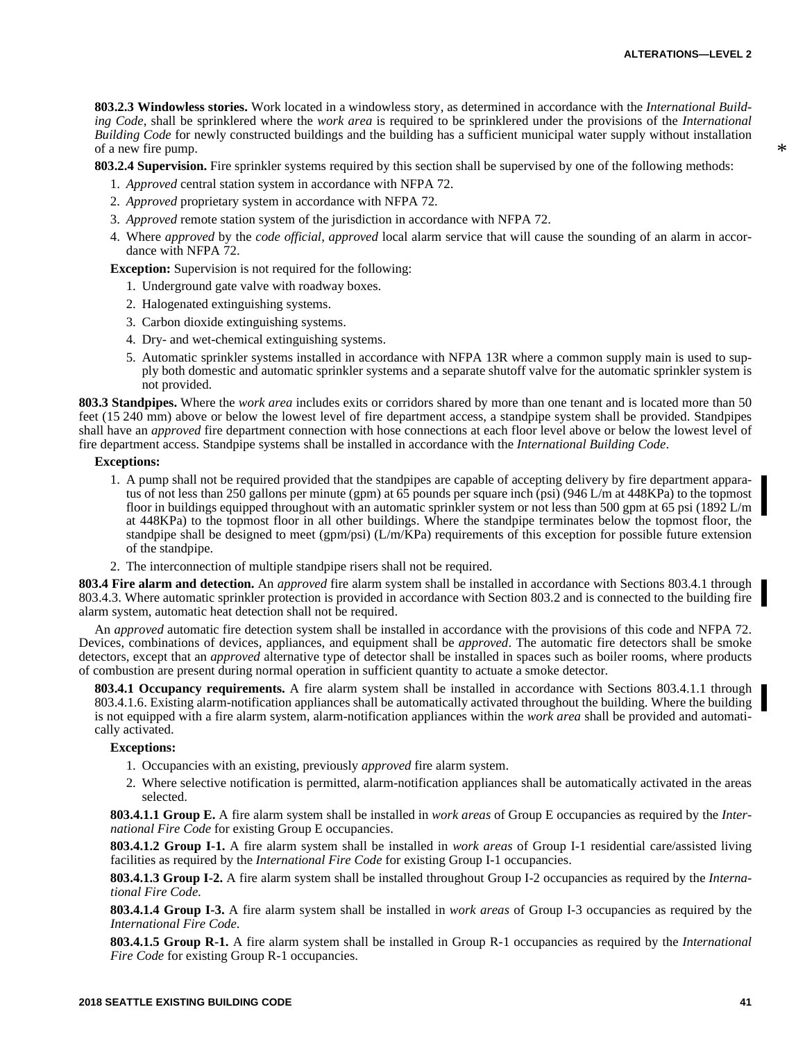**803.2.3 Windowless stories.** Work located in a windowless story, as determined in accordance with the *International Building Code*, shall be sprinklered where the *work area* is required to be sprinklered under the provisions of the *International Building Code* for newly constructed buildings and the building has a sufficient municipal water supply without installation of a new fire pump.

**803.2.4 Supervision.** Fire sprinkler systems required by this section shall be supervised by one of the following methods:

1. *Approved* central station system in accordance with NFPA 72.
2. *Approved* proprietary system in accordance with NFPA 72.
3. *Approved* remote station system of the jurisdiction in accordance with NFPA 72.
4. Where *approved* by the *code official*, *approved* local alarm service that will cause the sounding of an alarm in accordance with NFPA 72.

**Exception:** Supervision is not required for the following:

1. Underground gate valve with roadway boxes.
2. Halogenated extinguishing systems.
3. Carbon dioxide extinguishing systems.
4. Dry- and wet-chemical extinguishing systems.
5. Automatic sprinkler systems installed in accordance with NFPA 13R where a common supply main is used to supply both domestic and automatic sprinkler systems and a separate shutoff valve for the automatic sprinkler system is not provided.

**803.3 Standpipes.** Where the *work area* includes exits or corridors shared by more than one tenant and is located more than 50 feet (15 240 mm) above or below the lowest level of fire department access, a standpipe system shall be provided. Standpipes shall have an *approved* fire department connection with hose connections at each floor level above or below the lowest level of fire department access. Standpipe systems shall be installed in accordance with the *International Building Code*.

**Exceptions:**

1. A pump shall not be required provided that the standpipes are capable of accepting delivery by fire department apparatus of not less than 250 gallons per minute (gpm) at 65 pounds per square inch (psi) (946 L/m at 448KPa) to the topmost floor in buildings equipped throughout with an automatic sprinkler system or not less than 500 gpm at 65 psi (1892 L/m at 448KPa) to the topmost floor in all other buildings. Where the standpipe terminates below the topmost floor, the standpipe shall be designed to meet (gpm/psi) (L/m/KPa) requirements of this exception for possible future extension of the standpipe.
2. The interconnection of multiple standpipe risers shall not be required.

**803.4 Fire alarm and detection.** An *approved* fire alarm system shall be installed in accordance with Sections 803.4.1 through 803.4.3. Where automatic sprinkler protection is provided in accordance with Section 803.2 and is connected to the building fire alarm system, automatic heat detection shall not be required.

An *approved* automatic fire detection system shall be installed in accordance with the provisions of this code and NFPA 72. Devices, combinations of devices, appliances, and equipment shall be *approved*. The automatic fire detectors shall be smoke detectors, except that an *approved* alternative type of detector shall be installed in spaces such as boiler rooms, where products of combustion are present during normal operation in sufficient quantity to actuate a smoke detector.

**803.4.1 Occupancy requirements.** A fire alarm system shall be installed in accordance with Sections 803.4.1.1 through 803.4.1.6. Existing alarm-notification appliances shall be automatically activated throughout the building. Where the building is not equipped with a fire alarm system, alarm-notification appliances within the *work area* shall be provided and automatically activated.

**Exceptions:**

1. Occupancies with an existing, previously *approved* fire alarm system.
2. Where selective notification is permitted, alarm-notification appliances shall be automatically activated in the areas selected.

**803.4.1.1 Group E.** A fire alarm system shall be installed in *work areas* of Group E occupancies as required by the *International Fire Code* for existing Group E occupancies.

**803.4.1.2 Group I-1.** A fire alarm system shall be installed in *work areas* of Group I-1 residential care/assisted living facilities as required by the *International Fire Code* for existing Group I-1 occupancies.

**803.4.1.3 Group I-2.** A fire alarm system shall be installed throughout Group I-2 occupancies as required by the *International Fire Code.*

**803.4.1.4 Group I-3.** A fire alarm system shall be installed in *work areas* of Group I-3 occupancies as required by the *International Fire Code.*

**803.4.1.5 Group R-1.** A fire alarm system shall be installed in Group R-1 occupancies as required by the *International Fire Code* for existing Group R-1 occupancies.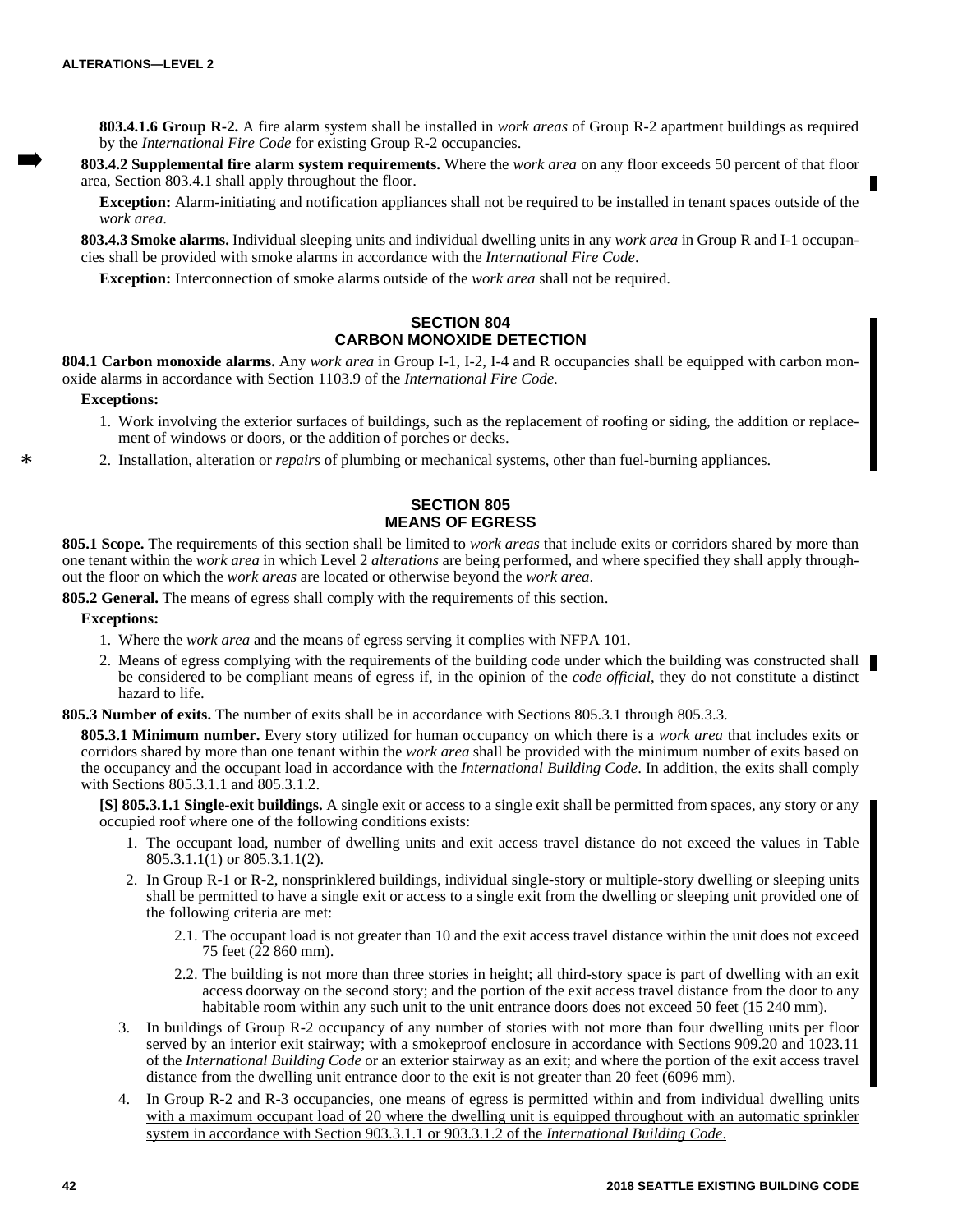**803.4.1.6 Group R-2.** A fire alarm system shall be installed in *work areas* of Group R-2 apartment buildings as required by the *International Fire Code* for existing Group R-2 occupancies.

**803.4.2 Supplemental fire alarm system requirements.** Where the *work area* on any floor exceeds 50 percent of that floor area, Section 803.4.1 shall apply throughout the floor.

**Exception:** Alarm-initiating and notification appliances shall not be required to be installed in tenant spaces outside of the *work area*.

**803.4.3 Smoke alarms.** Individual sleeping units and individual dwelling units in any *work area* in Group R and I-1 occupancies shall be provided with smoke alarms in accordance with the *International Fire Code*.

**Exception:** Interconnection of smoke alarms outside of the *work area* shall not be required.

## SECTION 804
## CARBON MONOXIDE DETECTION

**804.1 Carbon monoxide alarms.** Any *work area* in Group I-1, I-2, I-4 and R occupancies shall be equipped with carbon monoxide alarms in accordance with Section 1103.9 of the *International Fire Code*.

**Exceptions:**

1. Work involving the exterior surfaces of buildings, such as the replacement of roofing or siding, the addition or replacement of windows or doors, or the addition of porches or decks.
2. Installation, alteration or *repairs* of plumbing or mechanical systems, other than fuel-burning appliances.

## SECTION 805
## MEANS OF EGRESS

**805.1 Scope.** The requirements of this section shall be limited to *work areas* that include exits or corridors shared by more than one tenant within the *work area* in which Level 2 *alterations* are being performed, and where specified they shall apply throughout the floor on which the *work areas* are located or otherwise beyond the *work area*.

**805.2 General.** The means of egress shall comply with the requirements of this section.

**Exceptions:**

1. Where the *work area* and the means of egress serving it complies with NFPA 101.
2. Means of egress complying with the requirements of the building code under which the building was constructed shall be considered to be compliant means of egress if, in the opinion of the *code official*, they do not constitute a distinct hazard to life.

**805.3 Number of exits.** The number of exits shall be in accordance with Sections 805.3.1 through 805.3.3.

**805.3.1 Minimum number.** Every story utilized for human occupancy on which there is a *work area* that includes exits or corridors shared by more than one tenant within the *work area* shall be provided with the minimum number of exits based on the occupancy and the occupant load in accordance with the *International Building Code*. In addition, the exits shall comply with Sections 805.3.1.1 and 805.3.1.2.

**[S] 805.3.1.1 Single-exit buildings.** A single exit or access to a single exit shall be permitted from spaces, any story or any occupied roof where one of the following conditions exists:

1. The occupant load, number of dwelling units and exit access travel distance do not exceed the values in Table 805.3.1.1(1) or 805.3.1.1(2).
2. In Group R-1 or R-2, nonsprinklered buildings, individual single-story or multiple-story dwelling or sleeping units shall be permitted to have a single exit or access to a single exit from the dwelling or sleeping unit provided one of the following criteria are met:
   - 2.1. The occupant load is not greater than 10 and the exit access travel distance within the unit does not exceed 75 feet (22 860 mm).
   - 2.2. The building is not more than three stories in height; all third-story space is part of dwelling with an exit access doorway on the second story; and the portion of the exit access travel distance from the door to any habitable room within any such unit to the unit entrance doors does not exceed 50 feet (15 240 mm).
3. In buildings of Group R-2 occupancy of any number of stories with not more than four dwelling units per floor served by an interior exit stairway; with a smokeproof enclosure in accordance with Sections 909.20 and 1023.11 of the *International Building Code* or an exterior stairway as an exit; and where the portion of the exit access travel distance from the dwelling unit entrance door to the exit is not greater than 20 feet (6096 mm).
4. In Group R-2 and R-3 occupancies, one means of egress is permitted within and from individual dwelling units with a maximum occupant load of 20 where the dwelling unit is equipped throughout with an automatic sprinkler system in accordance with Section 903.3.1.1 or 903.3.1.2 of the *International Building Code*.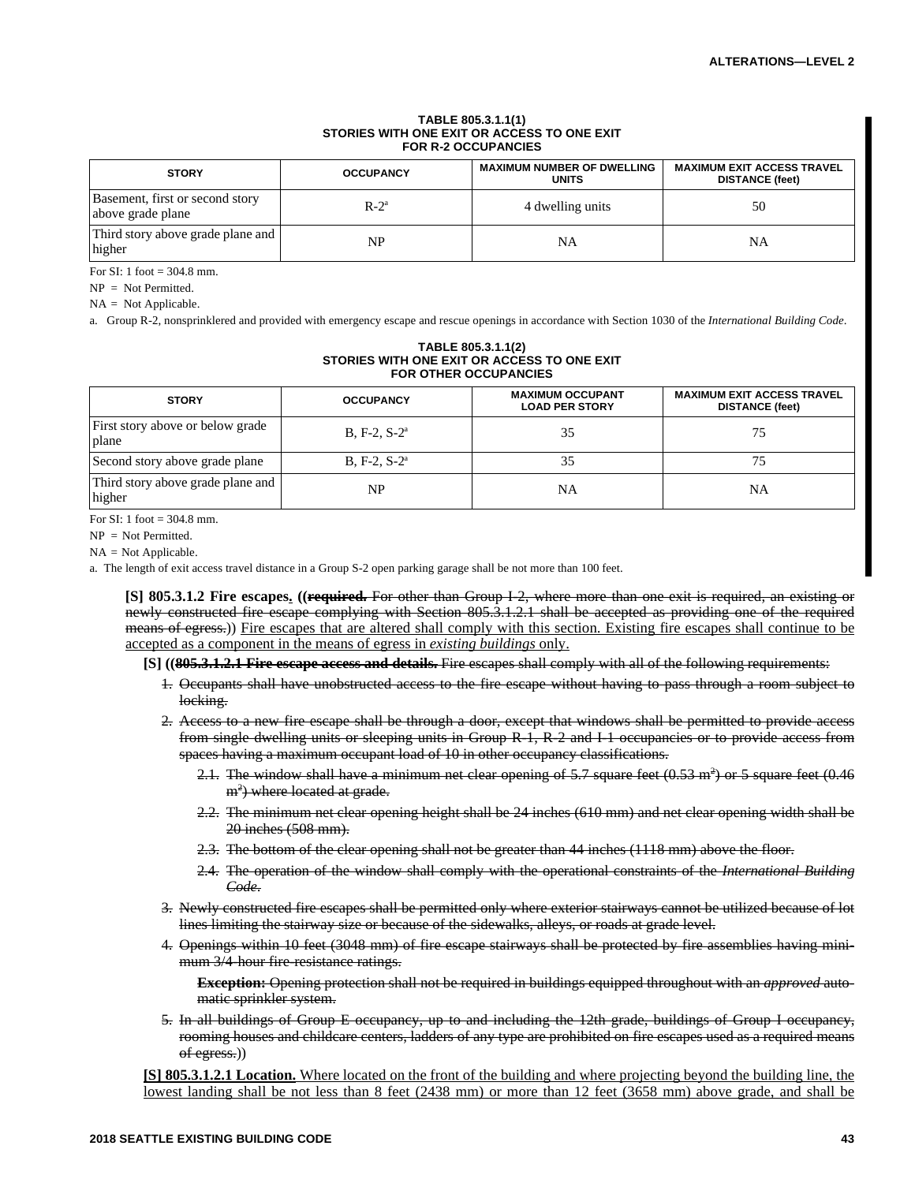**TABLE 805.3.1.1(1)**
**STORIES WITH ONE EXIT OR ACCESS TO ONE EXIT**
**FOR R-2 OCCUPANCIES**

| STORY | OCCUPANCY | MAXIMUM NUMBER OF DWELLING UNITS | MAXIMUM EXIT ACCESS TRAVEL DISTANCE (feet) |
|---|---|---|---|
| Basement, first or second story above grade plane | R-2[a] | 4 dwelling units | 50 |
| Third story above grade plane and higher | NP | NA | NA |

For SI: 1 foot = 304.8 mm.

NP = Not Permitted.

NA = Not Applicable.

a. Group R-2, nonsprinklered and provided with emergency escape and rescue openings in accordance with Section 1030 of the *International Building Code*.

**TABLE 805.3.1.1(2)**
**STORIES WITH ONE EXIT OR ACCESS TO ONE EXIT**
**FOR OTHER OCCUPANCIES**

| STORY | OCCUPANCY | MAXIMUM OCCUPANT LOAD PER STORY | MAXIMUM EXIT ACCESS TRAVEL DISTANCE (feet) |
|---|---|---|---|
| First story above or below grade plane | B, F-2, S-2[a] | 35 | 75 |
| Second story above grade plane | B, F-2, S-2[a] | 35 | 75 |
| Third story above grade plane and higher | NP | NA | NA |

For SI: 1 foot = 304.8 mm.

NP = Not Permitted.

NA = Not Applicable.

a. The length of exit access travel distance in a Group S-2 open parking garage shall be not more than 100 feet.

**[S] 805.3.1.2 Fire escapes.** ((~~**required.**~~ ~~For other than Group I-2, where more than one exit is required, an existing or newly constructed fire escape complying with Section 805.3.1.2.1 shall be accepted as providing one of the required means of egress.~~)) <u>Fire escapes that are altered shall comply with this section. Existing fire escapes shall continue to be accepted as a component in the means of egress in *existing buildings* only.</u>

**[S]** ((~~**805.3.1.2.1 Fire escape access and details.**~~ ~~Fire escapes shall comply with all of the following requirements:~~

1. ~~Occupants shall have unobstructed access to the fire escape without having to pass through a room subject to locking.~~
2. ~~Access to a new fire escape shall be through a door, except that windows shall be permitted to provide access from single dwelling units or sleeping units in Group R-1, R-2 and I-1 occupancies or to provide access from spaces having a maximum occupant load of 10 in other occupancy classifications.~~
   - 2.1. ~~The window shall have a minimum net clear opening of 5.7 square feet (0.53 m²) or 5 square feet (0.46 m²) where located at grade.~~
   - 2.2. ~~The minimum net clear opening height shall be 24 inches (610 mm) and net clear opening width shall be 20 inches (508 mm).~~
   - 2.3. ~~The bottom of the clear opening shall not be greater than 44 inches (1118 mm) above the floor.~~
   - 2.4. ~~The operation of the window shall comply with the operational constraints of the *International Building Code*.~~
3. ~~Newly constructed fire escapes shall be permitted only where exterior stairways cannot be utilized because of lot lines limiting the stairway size or because of the sidewalks, alleys, or roads at grade level.~~
4. ~~Openings within 10 feet (3048 mm) of fire escape stairways shall be protected by fire assemblies having minimum 3/4-hour fire-resistance ratings.~~

   ~~**Exception:** Opening protection shall not be required in buildings equipped throughout with an *approved* automatic sprinkler system.~~
5. ~~In all buildings of Group E occupancy, up to and including the 12th grade, buildings of Group I occupancy, rooming houses and childcare centers, ladders of any type are prohibited on fire escapes used as a required means of egress.~~))

<u>**[S] 805.3.1.2.1 Location.** Where located on the front of the building and where projecting beyond the building line, the lowest landing shall be not less than 8 feet (2438 mm) or more than 12 feet (3658 mm) above grade, and shall be</u>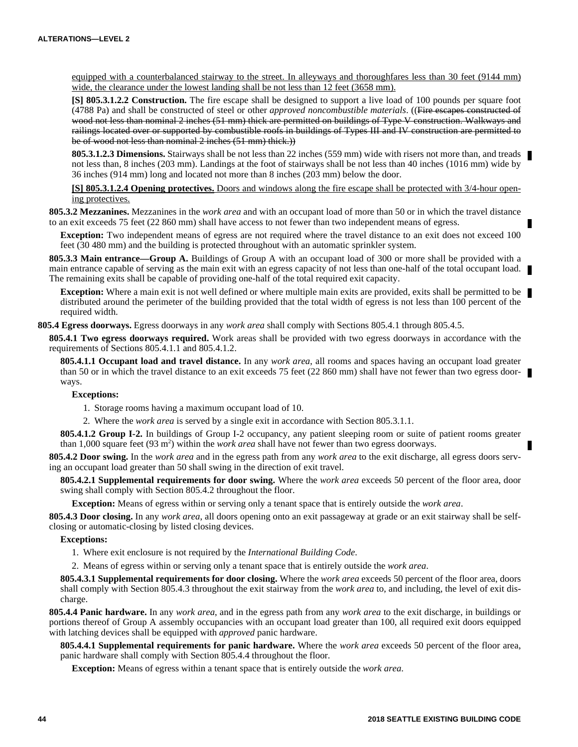equipped with a counterbalanced stairway to the street. In alleyways and thoroughfares less than 30 feet (9144 mm) wide, the clearance under the lowest landing shall be not less than 12 feet (3658 mm).

**[S] 805.3.1.2.2 Construction.** The fire escape shall be designed to support a live load of 100 pounds per square foot (4788 Pa) and shall be constructed of steel or other *approved noncombustible materials*. ((~~Fire escapes constructed of wood not less than nominal 2 inches (51 mm) thick are permitted on buildings of Type V construction. Walkways and railings located over or supported by combustible roofs in buildings of Types III and IV construction are permitted to be of wood not less than nominal 2 inches (51 mm) thick.~~))

**805.3.1.2.3 Dimensions.** Stairways shall be not less than 22 inches (559 mm) wide with risers not more than, and treads not less than, 8 inches (203 mm). Landings at the foot of stairways shall be not less than 40 inches (1016 mm) wide by 36 inches (914 mm) long and located not more than 8 inches (203 mm) below the door.

**[S] 805.3.1.2.4 Opening protectives.** Doors and windows along the fire escape shall be protected with 3/4-hour opening protectives.

**805.3.2 Mezzanines.** Mezzanines in the *work area* and with an occupant load of more than 50 or in which the travel distance to an exit exceeds 75 feet (22 860 mm) shall have access to not fewer than two independent means of egress.

**Exception:** Two independent means of egress are not required where the travel distance to an exit does not exceed 100 feet (30 480 mm) and the building is protected throughout with an automatic sprinkler system.

**805.3.3 Main entrance—Group A.** Buildings of Group A with an occupant load of 300 or more shall be provided with a main entrance capable of serving as the main exit with an egress capacity of not less than one-half of the total occupant load. The remaining exits shall be capable of providing one-half of the total required exit capacity.

**Exception:** Where a main exit is not well defined or where multiple main exits are provided, exits shall be permitted to be distributed around the perimeter of the building provided that the total width of egress is not less than 100 percent of the required width.

**805.4 Egress doorways.** Egress doorways in any *work area* shall comply with Sections 805.4.1 through 805.4.5.

**805.4.1 Two egress doorways required.** Work areas shall be provided with two egress doorways in accordance with the requirements of Sections 805.4.1.1 and 805.4.1.2.

**805.4.1.1 Occupant load and travel distance.** In any *work area*, all rooms and spaces having an occupant load greater than 50 or in which the travel distance to an exit exceeds 75 feet (22 860 mm) shall have not fewer than two egress doorways.

**Exceptions:**

1. Storage rooms having a maximum occupant load of 10.
2. Where the *work area* is served by a single exit in accordance with Section 805.3.1.1.

**805.4.1.2 Group I-2.** In buildings of Group I-2 occupancy, any patient sleeping room or suite of patient rooms greater than 1,000 square feet (93 $m^2$) within the *work area* shall have not fewer than two egress doorways.

**805.4.2 Door swing.** In the *work area* and in the egress path from any *work area* to the exit discharge, all egress doors serving an occupant load greater than 50 shall swing in the direction of exit travel.

**805.4.2.1 Supplemental requirements for door swing.** Where the *work area* exceeds 50 percent of the floor area, door swing shall comply with Section 805.4.2 throughout the floor.

**Exception:** Means of egress within or serving only a tenant space that is entirely outside the *work area*.

**805.4.3 Door closing.** In any *work area*, all doors opening onto an exit passageway at grade or an exit stairway shall be self-closing or automatic-closing by listed closing devices.

**Exceptions:**

1. Where exit enclosure is not required by the *International Building Code*.
2. Means of egress within or serving only a tenant space that is entirely outside the *work area*.

**805.4.3.1 Supplemental requirements for door closing.** Where the *work area* exceeds 50 percent of the floor area, doors shall comply with Section 805.4.3 throughout the exit stairway from the *work area* to, and including, the level of exit discharge.

**805.4.4 Panic hardware.** In any *work area*, and in the egress path from any *work area* to the exit discharge, in buildings or portions thereof of Group A assembly occupancies with an occupant load greater than 100, all required exit doors equipped with latching devices shall be equipped with *approved* panic hardware.

**805.4.4.1 Supplemental requirements for panic hardware.** Where the *work area* exceeds 50 percent of the floor area, panic hardware shall comply with Section 805.4.4 throughout the floor.

**Exception:** Means of egress within a tenant space that is entirely outside the *work area*.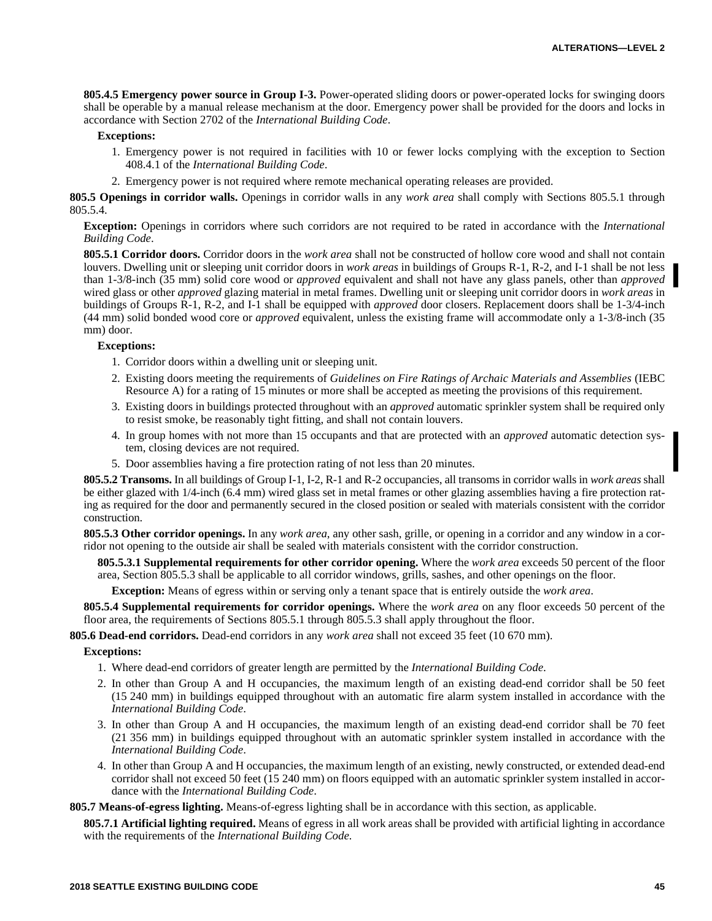**805.4.5 Emergency power source in Group I-3.** Power-operated sliding doors or power-operated locks for swinging doors shall be operable by a manual release mechanism at the door. Emergency power shall be provided for the doors and locks in accordance with Section 2702 of the *International Building Code*.

**Exceptions:**

1. Emergency power is not required in facilities with 10 or fewer locks complying with the exception to Section 408.4.1 of the *International Building Code*.
2. Emergency power is not required where remote mechanical operating releases are provided.

**805.5 Openings in corridor walls.** Openings in corridor walls in any *work area* shall comply with Sections 805.5.1 through 805.5.4.

**Exception:** Openings in corridors where such corridors are not required to be rated in accordance with the *International Building Code*.

**805.5.1 Corridor doors.** Corridor doors in the *work area* shall not be constructed of hollow core wood and shall not contain louvers. Dwelling unit or sleeping unit corridor doors in *work areas* in buildings of Groups R-1, R-2, and I-1 shall be not less than 1-3/8-inch (35 mm) solid core wood or *approved* equivalent and shall not have any glass panels, other than *approved* wired glass or other *approved* glazing material in metal frames. Dwelling unit or sleeping unit corridor doors in *work areas* in buildings of Groups R-1, R-2, and I-1 shall be equipped with *approved* door closers. Replacement doors shall be 1-3/4-inch (44 mm) solid bonded wood core or *approved* equivalent, unless the existing frame will accommodate only a 1-3/8-inch (35 mm) door.

**Exceptions:**

1. Corridor doors within a dwelling unit or sleeping unit.
2. Existing doors meeting the requirements of *Guidelines on Fire Ratings of Archaic Materials and Assemblies* (IEBC Resource A) for a rating of 15 minutes or more shall be accepted as meeting the provisions of this requirement.
3. Existing doors in buildings protected throughout with an *approved* automatic sprinkler system shall be required only to resist smoke, be reasonably tight fitting, and shall not contain louvers.
4. In group homes with not more than 15 occupants and that are protected with an *approved* automatic detection system, closing devices are not required.
5. Door assemblies having a fire protection rating of not less than 20 minutes.

**805.5.2 Transoms.** In all buildings of Group I-1, I-2, R-1 and R-2 occupancies, all transoms in corridor walls in *work areas* shall be either glazed with 1/4-inch (6.4 mm) wired glass set in metal frames or other glazing assemblies having a fire protection rating as required for the door and permanently secured in the closed position or sealed with materials consistent with the corridor construction.

**805.5.3 Other corridor openings.** In any *work area*, any other sash, grille, or opening in a corridor and any window in a corridor not opening to the outside air shall be sealed with materials consistent with the corridor construction.

**805.5.3.1 Supplemental requirements for other corridor opening.** Where the *work area* exceeds 50 percent of the floor area, Section 805.5.3 shall be applicable to all corridor windows, grills, sashes, and other openings on the floor.

**Exception:** Means of egress within or serving only a tenant space that is entirely outside the *work area*.

**805.5.4 Supplemental requirements for corridor openings.** Where the *work area* on any floor exceeds 50 percent of the floor area, the requirements of Sections 805.5.1 through 805.5.3 shall apply throughout the floor.

**805.6 Dead-end corridors.** Dead-end corridors in any *work area* shall not exceed 35 feet (10 670 mm).

**Exceptions:**

1. Where dead-end corridors of greater length are permitted by the *International Building Code*.
2. In other than Group A and H occupancies, the maximum length of an existing dead-end corridor shall be 50 feet (15 240 mm) in buildings equipped throughout with an automatic fire alarm system installed in accordance with the *International Building Code*.
3. In other than Group A and H occupancies, the maximum length of an existing dead-end corridor shall be 70 feet (21 356 mm) in buildings equipped throughout with an automatic sprinkler system installed in accordance with the *International Building Code*.
4. In other than Group A and H occupancies, the maximum length of an existing, newly constructed, or extended dead-end corridor shall not exceed 50 feet (15 240 mm) on floors equipped with an automatic sprinkler system installed in accordance with the *International Building Code*.

**805.7 Means-of-egress lighting.** Means-of-egress lighting shall be in accordance with this section, as applicable.

**805.7.1 Artificial lighting required.** Means of egress in all work areas shall be provided with artificial lighting in accordance with the requirements of the *International Building Code*.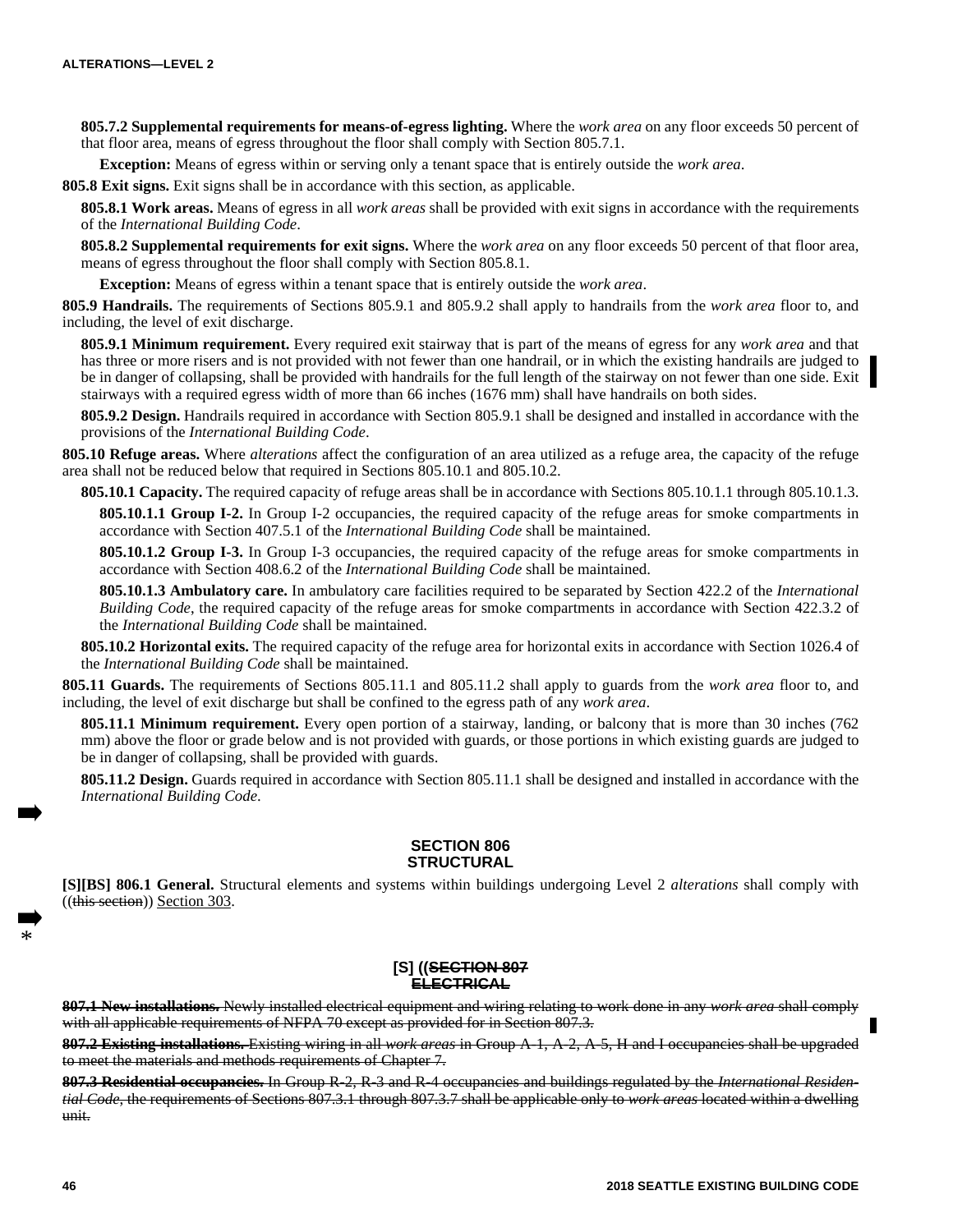**805.7.2 Supplemental requirements for means-of-egress lighting.** Where the *work area* on any floor exceeds 50 percent of that floor area, means of egress throughout the floor shall comply with Section 805.7.1.

**Exception:** Means of egress within or serving only a tenant space that is entirely outside the *work area*.

**805.8 Exit signs.** Exit signs shall be in accordance with this section, as applicable.

**805.8.1 Work areas.** Means of egress in all *work areas* shall be provided with exit signs in accordance with the requirements of the *International Building Code*.

**805.8.2 Supplemental requirements for exit signs.** Where the *work area* on any floor exceeds 50 percent of that floor area, means of egress throughout the floor shall comply with Section 805.8.1.

**Exception:** Means of egress within a tenant space that is entirely outside the *work area*.

**805.9 Handrails.** The requirements of Sections 805.9.1 and 805.9.2 shall apply to handrails from the *work area* floor to, and including, the level of exit discharge.

**805.9.1 Minimum requirement.** Every required exit stairway that is part of the means of egress for any *work area* and that has three or more risers and is not provided with not fewer than one handrail, or in which the existing handrails are judged to be in danger of collapsing, shall be provided with handrails for the full length of the stairway on not fewer than one side. Exit stairways with a required egress width of more than 66 inches (1676 mm) shall have handrails on both sides.

**805.9.2 Design.** Handrails required in accordance with Section 805.9.1 shall be designed and installed in accordance with the provisions of the *International Building Code*.

**805.10 Refuge areas.** Where *alterations* affect the configuration of an area utilized as a refuge area, the capacity of the refuge area shall not be reduced below that required in Sections 805.10.1 and 805.10.2.

**805.10.1 Capacity.** The required capacity of refuge areas shall be in accordance with Sections 805.10.1.1 through 805.10.1.3.

**805.10.1.1 Group I-2.** In Group I-2 occupancies, the required capacity of the refuge areas for smoke compartments in accordance with Section 407.5.1 of the *International Building Code* shall be maintained.

**805.10.1.2 Group I-3.** In Group I-3 occupancies, the required capacity of the refuge areas for smoke compartments in accordance with Section 408.6.2 of the *International Building Code* shall be maintained.

**805.10.1.3 Ambulatory care.** In ambulatory care facilities required to be separated by Section 422.2 of the *International Building Code*, the required capacity of the refuge areas for smoke compartments in accordance with Section 422.3.2 of the *International Building Code* shall be maintained.

**805.10.2 Horizontal exits.** The required capacity of the refuge area for horizontal exits in accordance with Section 1026.4 of the *International Building Code* shall be maintained.

**805.11 Guards.** The requirements of Sections 805.11.1 and 805.11.2 shall apply to guards from the *work area* floor to, and including, the level of exit discharge but shall be confined to the egress path of any *work area*.

**805.11.1 Minimum requirement.** Every open portion of a stairway, landing, or balcony that is more than 30 inches (762 mm) above the floor or grade below and is not provided with guards, or those portions in which existing guards are judged to be in danger of collapsing, shall be provided with guards.

**805.11.2 Design.** Guards required in accordance with Section 805.11.1 shall be designed and installed in accordance with the *International Building Code*.

## SECTION 806 STRUCTURAL

**[S][BS] 806.1 General.** Structural elements and systems within buildings undergoing Level 2 *alterations* shall comply with ((~~this section~~)) Section 303.

## [S] ((~~SECTION 807 ELECTRICAL~~

~~**807.1 New installations.** Newly installed electrical equipment and wiring relating to work done in any *work area* shall comply with all applicable requirements of NFPA 70 except as provided for in Section 807.3.~~

~~**807.2 Existing installations.** Existing wiring in all *work areas* in Group A-1, A-2, A-5, H and I occupancies shall be upgraded to meet the materials and methods requirements of Chapter 7.~~

~~**807.3 Residential occupancies.** In Group R-2, R-3 and R-4 occupancies and buildings regulated by the *International Residential Code*, the requirements of Sections 807.3.1 through 807.3.7 shall be applicable only to *work areas* located within a dwelling unit.~~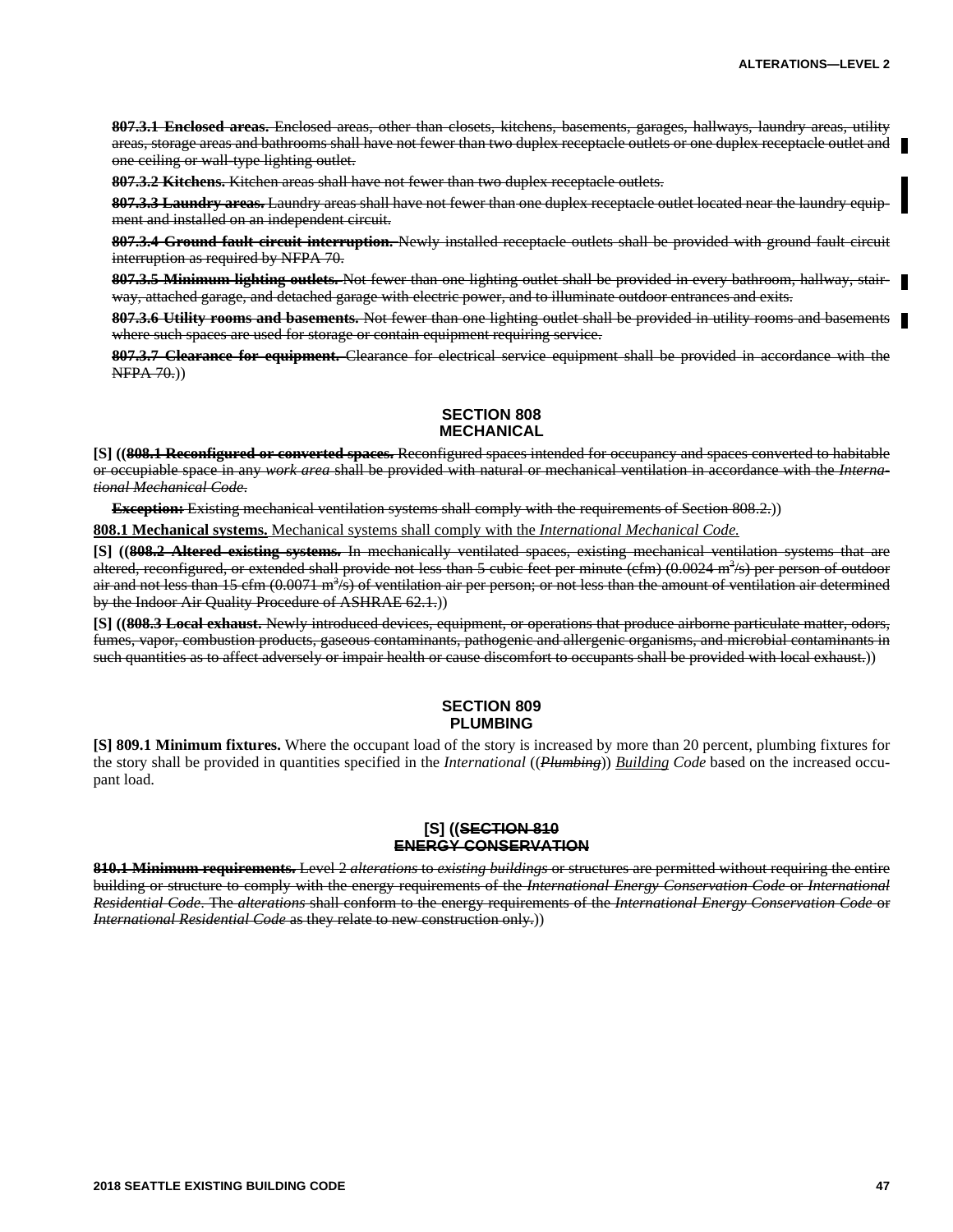~~**807.3.1 Enclosed areas.** Enclosed areas, other than closets, kitchens, basements, garages, hallways, laundry areas, utility areas, storage areas and bathrooms shall have not fewer than two duplex receptacle outlets or one duplex receptacle outlet and one ceiling or wall-type lighting outlet.~~

~~**807.3.2 Kitchens.** Kitchen areas shall have not fewer than two duplex receptacle outlets.~~

~~**807.3.3 Laundry areas.** Laundry areas shall have not fewer than one duplex receptacle outlet located near the laundry equipment and installed on an independent circuit.~~

~~**807.3.4 Ground fault circuit interruption.** Newly installed receptacle outlets shall be provided with ground fault circuit interruption as required by NFPA 70.~~

~~**807.3.5 Minimum lighting outlets.** Not fewer than one lighting outlet shall be provided in every bathroom, hallway, stairway, attached garage, and detached garage with electric power, and to illuminate outdoor entrances and exits.~~

~~**807.3.6 Utility rooms and basements.** Not fewer than one lighting outlet shall be provided in utility rooms and basements where such spaces are used for storage or contain equipment requiring service.~~

~~**807.3.7 Clearance for equipment.** Clearance for electrical service equipment shall be provided in accordance with the NFPA 70.~~))

## SECTION 808 MECHANICAL

**[S]** ((~~**808.1 Reconfigured or converted spaces.** Reconfigured spaces intended for occupancy and spaces converted to habitable or occupiable space in any *work area* shall be provided with natural or mechanical ventilation in accordance with the *International Mechanical Code*.~~

~~**Exception:** Existing mechanical ventilation systems shall comply with the requirements of Section 808.2.~~))

<u>**808.1 Mechanical systems.** Mechanical systems shall comply with the *International Mechanical Code.*</u>

**[S]** ((~~**808.2 Altered existing systems.** In mechanically ventilated spaces, existing mechanical ventilation systems that are altered, reconfigured, or extended shall provide not less than 5 cubic feet per minute (cfm) (0.0024 $m^3/s$) per person of outdoor air and not less than 15 cfm (0.0071 $m^3/s$) of ventilation air per person; or not less than the amount of ventilation air determined by the Indoor Air Quality Procedure of ASHRAE 62.1.~~))

**[S]** ((~~**808.3 Local exhaust.** Newly introduced devices, equipment, or operations that produce airborne particulate matter, odors, fumes, vapor, combustion products, gaseous contaminants, pathogenic and allergenic organisms, and microbial contaminants in such quantities as to affect adversely or impair health or cause discomfort to occupants shall be provided with local exhaust.~~))

## SECTION 809 PLUMBING

**[S] 809.1 Minimum fixtures.** Where the occupant load of the story is increased by more than 20 percent, plumbing fixtures for the story shall be provided in quantities specified in the *International* ((~~*Plumbing*~~)) <u>*Building*</u> *Code* based on the increased occupant load.

## [S] ((~~SECTION 810 ENERGY CONSERVATION~~

~~**810.1 Minimum requirements.** Level 2 *alterations* to *existing buildings* or structures are permitted without requiring the entire building or structure to comply with the energy requirements of the *International Energy Conservation Code* or *International Residential Code*. The *alterations* shall conform to the energy requirements of the *International Energy Conservation Code* or *International Residential Code* as they relate to new construction only.~~))